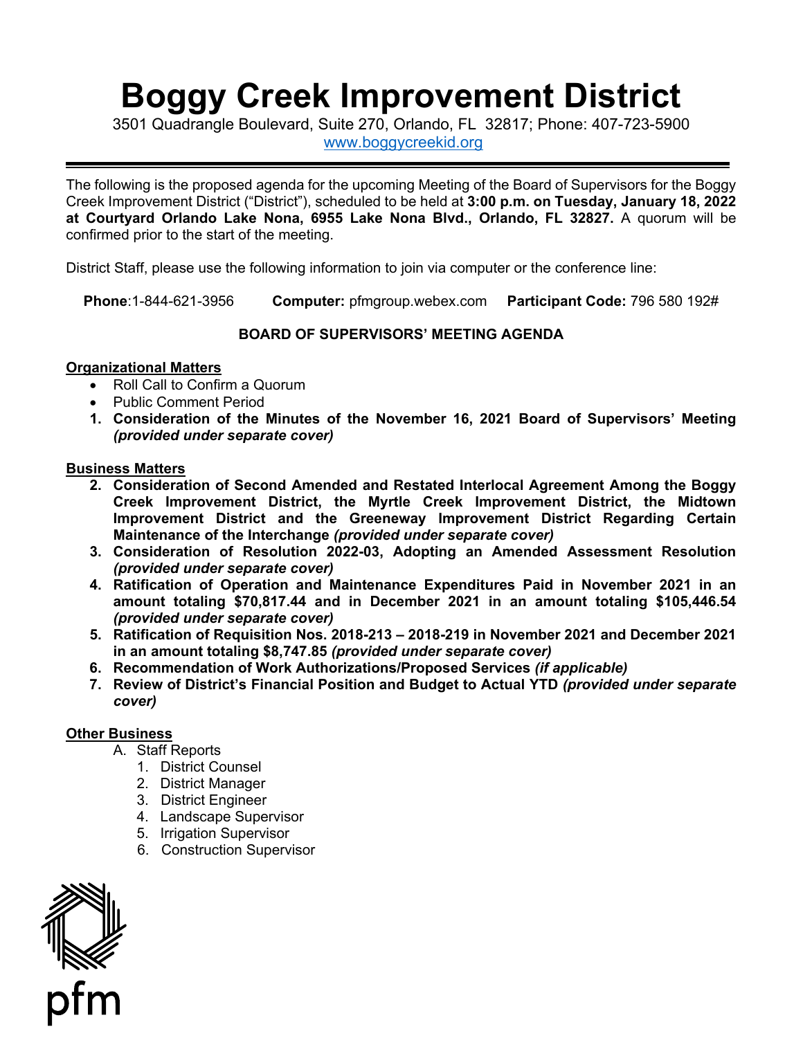# Boggy Creek Improvement District

3501 Quadrangle Boulevard, Suite 270, Orlando, FL 32817; Phone: 407-723-5900
www.boggycreekid.org

---

The following is the proposed agenda for the upcoming Meeting of the Board of Supervisors for the Boggy Creek Improvement District ("District"), scheduled to be held at **3:00 p.m. on Tuesday, January 18, 2022 at Courtyard Orlando Lake Nona, 6955 Lake Nona Blvd., Orlando, FL 32827.** A quorum will be confirmed prior to the start of the meeting.

District Staff, please use the following information to join via computer or the conference line:

**Phone**:1-844-621-3956 **Computer:** pfmgroup.webex.com **Participant Code:** 796 580 192#

**BOARD OF SUPERVISORS' MEETING AGENDA**

**Organizational Matters**

- Roll Call to Confirm a Quorum
- Public Comment Period

1. **Consideration of the Minutes of the November 16, 2021 Board of Supervisors' Meeting *(provided under separate cover)***

**Business Matters**

2. **Consideration of Second Amended and Restated Interlocal Agreement Among the Boggy Creek Improvement District, the Myrtle Creek Improvement District, the Midtown Improvement District and the Greeneway Improvement District Regarding Certain Maintenance of the Interchange *(provided under separate cover)***
3. **Consideration of Resolution 2022-03, Adopting an Amended Assessment Resolution *(provided under separate cover)***
4. **Ratification of Operation and Maintenance Expenditures Paid in November 2021 in an amount totaling $70,817.44 and in December 2021 in an amount totaling $105,446.54 *(provided under separate cover)***
5. **Ratification of Requisition Nos. 2018-213 – 2018-219 in November 2021 and December 2021 in an amount totaling $8,747.85 *(provided under separate cover)***
6. **Recommendation of Work Authorizations/Proposed Services *(if applicable)***
7. **Review of District's Financial Position and Budget to Actual YTD *(provided under separate cover)***

**Other Business**

A. Staff Reports
   1. District Counsel
   2. District Manager
   3. District Engineer
   4. Landscape Supervisor
   5. Irrigation Supervisor
   6. Construction Supervisor

pfm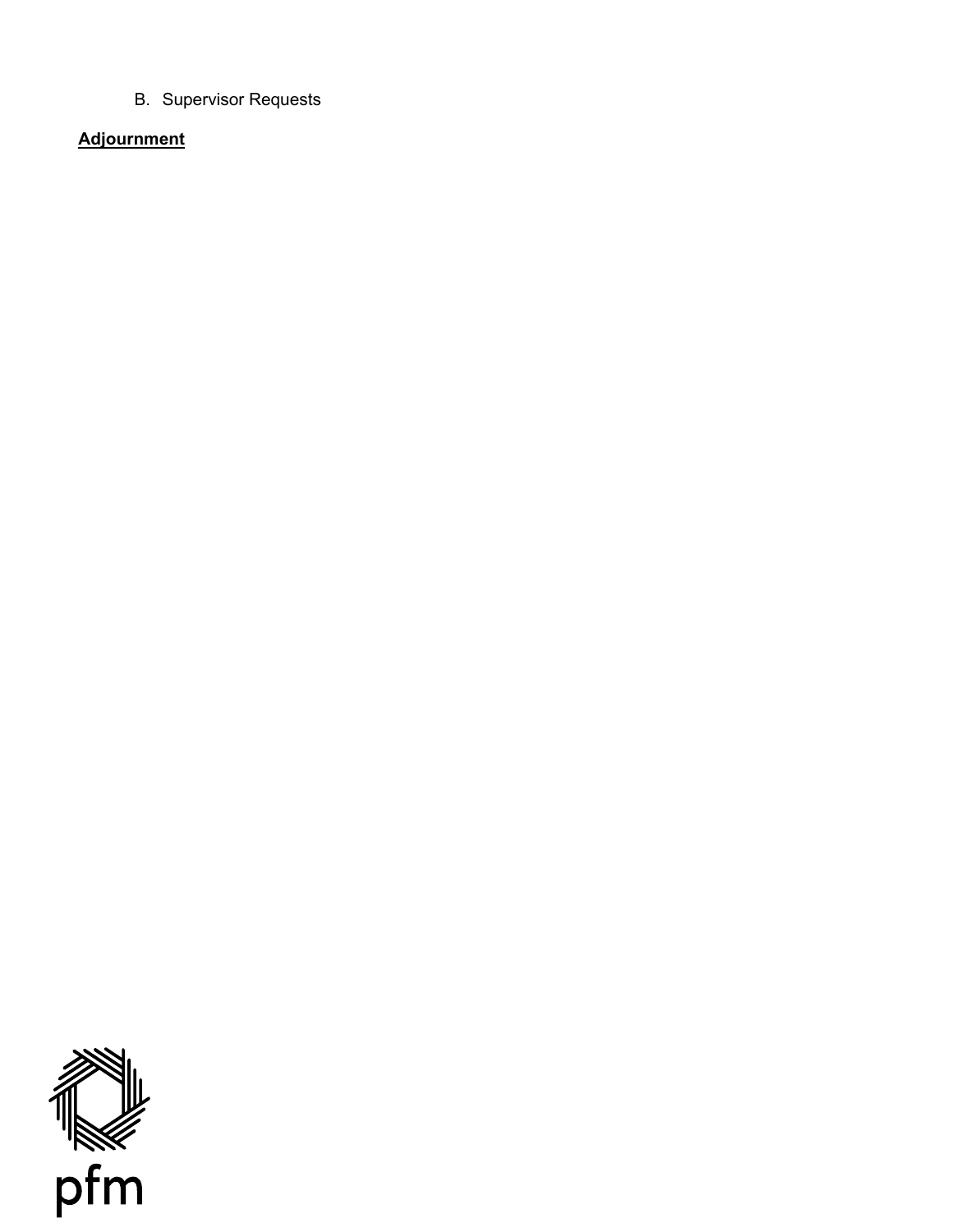B. Supervisor Requests

**Adjournment**